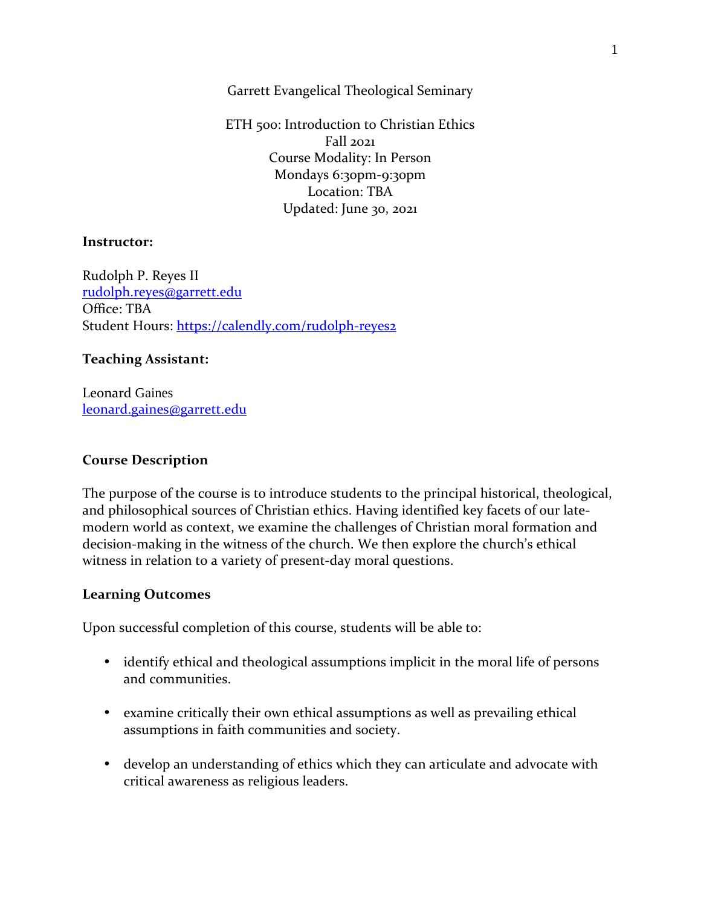Garrett Evangelical Theological Seminary

ETH 500: Introduction to Christian Ethics
Fall 2021
Course Modality: In Person
Mondays 6:30pm-9:30pm
Location: TBA
Updated: June 30, 2021

**Instructor:**

Rudolph P. Reyes II
rudolph.reyes@garrett.edu
Office: TBA
Student Hours: https://calendly.com/rudolph-reyes2

**Teaching Assistant:**

Leonard Gaines
leonard.gaines@garrett.edu

## Course Description

The purpose of the course is to introduce students to the principal historical, theological, and philosophical sources of Christian ethics. Having identified key facets of our late-modern world as context, we examine the challenges of Christian moral formation and decision-making in the witness of the church. We then explore the church's ethical witness in relation to a variety of present-day moral questions.

## Learning Outcomes

Upon successful completion of this course, students will be able to:

- identify ethical and theological assumptions implicit in the moral life of persons and communities.
- examine critically their own ethical assumptions as well as prevailing ethical assumptions in faith communities and society.
- develop an understanding of ethics which they can articulate and advocate with critical awareness as religious leaders.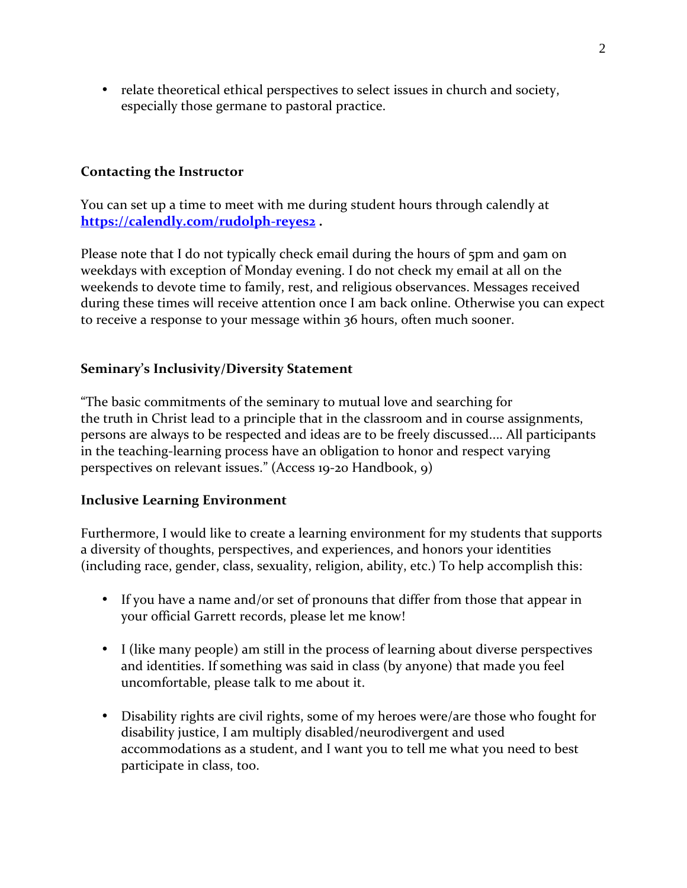- relate theoretical ethical perspectives to select issues in church and society, especially those germane to pastoral practice.

**Contacting the Instructor**

You can set up a time to meet with me during student hours through calendly at **https://calendly.com/rudolph-reyes2** .

Please note that I do not typically check email during the hours of 5pm and 9am on weekdays with exception of Monday evening. I do not check my email at all on the weekends to devote time to family, rest, and religious observances. Messages received during these times will receive attention once I am back online. Otherwise you can expect to receive a response to your message within 36 hours, often much sooner.

**Seminary's Inclusivity/Diversity Statement**

"The basic commitments of the seminary to mutual love and searching for the truth in Christ lead to a principle that in the classroom and in course assignments, persons are always to be respected and ideas are to be freely discussed.... All participants in the teaching-learning process have an obligation to honor and respect varying perspectives on relevant issues." (Access 19-20 Handbook, 9)

**Inclusive Learning Environment**

Furthermore, I would like to create a learning environment for my students that supports a diversity of thoughts, perspectives, and experiences, and honors your identities (including race, gender, class, sexuality, religion, ability, etc.) To help accomplish this:

- If you have a name and/or set of pronouns that differ from those that appear in your official Garrett records, please let me know!

- I (like many people) am still in the process of learning about diverse perspectives and identities. If something was said in class (by anyone) that made you feel uncomfortable, please talk to me about it.

- Disability rights are civil rights, some of my heroes were/are those who fought for disability justice, I am multiply disabled/neurodivergent and used accommodations as a student, and I want you to tell me what you need to best participate in class, too.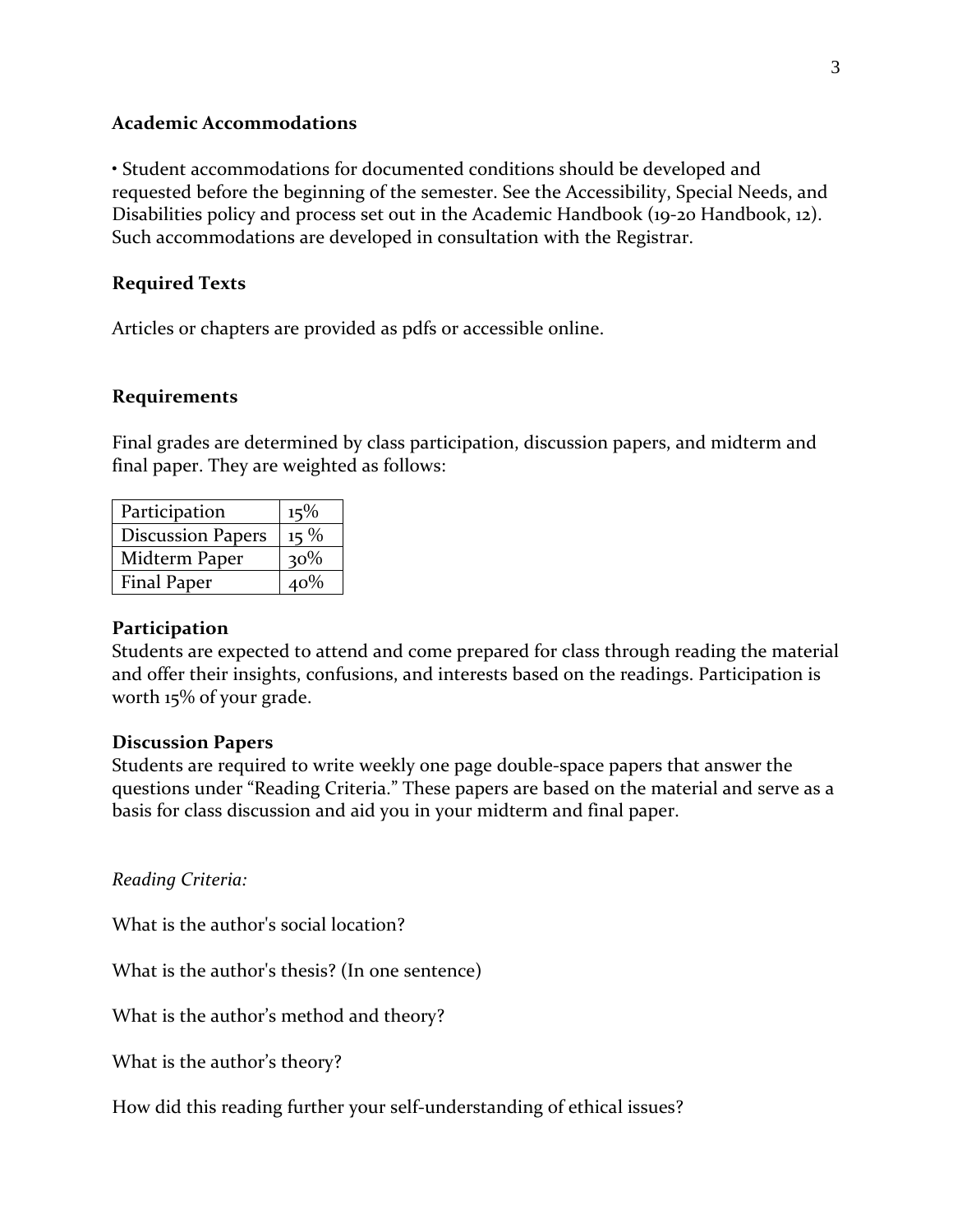**Academic Accommodations**

• Student accommodations for documented conditions should be developed and requested before the beginning of the semester. See the Accessibility, Special Needs, and Disabilities policy and process set out in the Academic Handbook (19-20 Handbook, 12). Such accommodations are developed in consultation with the Registrar.

**Required Texts**

Articles or chapters are provided as pdfs or accessible online.

**Requirements**

Final grades are determined by class participation, discussion papers, and midterm and final paper. They are weighted as follows:

| Participation | 15% |
|---|---|
| Discussion Papers | 15 % |
| Midterm Paper | 30% |
| Final Paper | 40% |

**Participation**

Students are expected to attend and come prepared for class through reading the material and offer their insights, confusions, and interests based on the readings. Participation is worth 15% of your grade.

**Discussion Papers**

Students are required to write weekly one page double-space papers that answer the questions under "Reading Criteria." These papers are based on the material and serve as a basis for class discussion and aid you in your midterm and final paper.

*Reading Criteria:*

What is the author's social location?

What is the author's thesis? (In one sentence)

What is the author's method and theory?

What is the author's theory?

How did this reading further your self-understanding of ethical issues?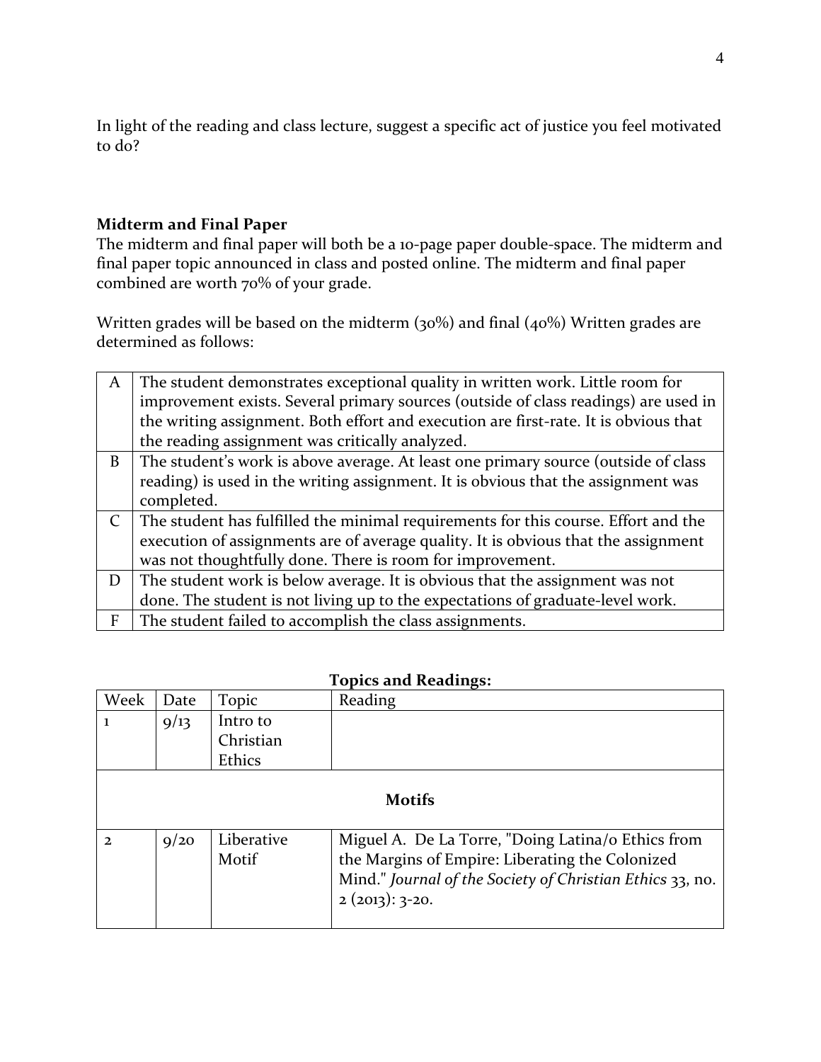In light of the reading and class lecture, suggest a specific act of justice you feel motivated to do?

**Midterm and Final Paper**

The midterm and final paper will both be a 10-page paper double-space. The midterm and final paper topic announced in class and posted online. The midterm and final paper combined are worth 70% of your grade.

Written grades will be based on the midterm (30%) and final (40%) Written grades are determined as follows:

| | |
|---|---|
| A | The student demonstrates exceptional quality in written work. Little room for improvement exists. Several primary sources (outside of class readings) are used in the writing assignment. Both effort and execution are first-rate. It is obvious that the reading assignment was critically analyzed. |
| B | The student's work is above average. At least one primary source (outside of class reading) is used in the writing assignment. It is obvious that the assignment was completed. |
| C | The student has fulfilled the minimal requirements for this course. Effort and the execution of assignments are of average quality. It is obvious that the assignment was not thoughtfully done. There is room for improvement. |
| D | The student work is below average. It is obvious that the assignment was not done. The student is not living up to the expectations of graduate-level work. |
| F | The student failed to accomplish the class assignments. |

**Topics and Readings:**

| Week | Date | Topic | Reading |
|---|---|---|---|
| 1 | 9/13 | Intro to Christian Ethics | |
| | | **Motifs** | |
| 2 | 9/20 | Liberative Motif | Miguel A. De La Torre, "Doing Latina/o Ethics from the Margins of Empire: Liberating the Colonized Mind." *Journal of the Society of Christian Ethics* 33, no. 2 (2013): 3-20. |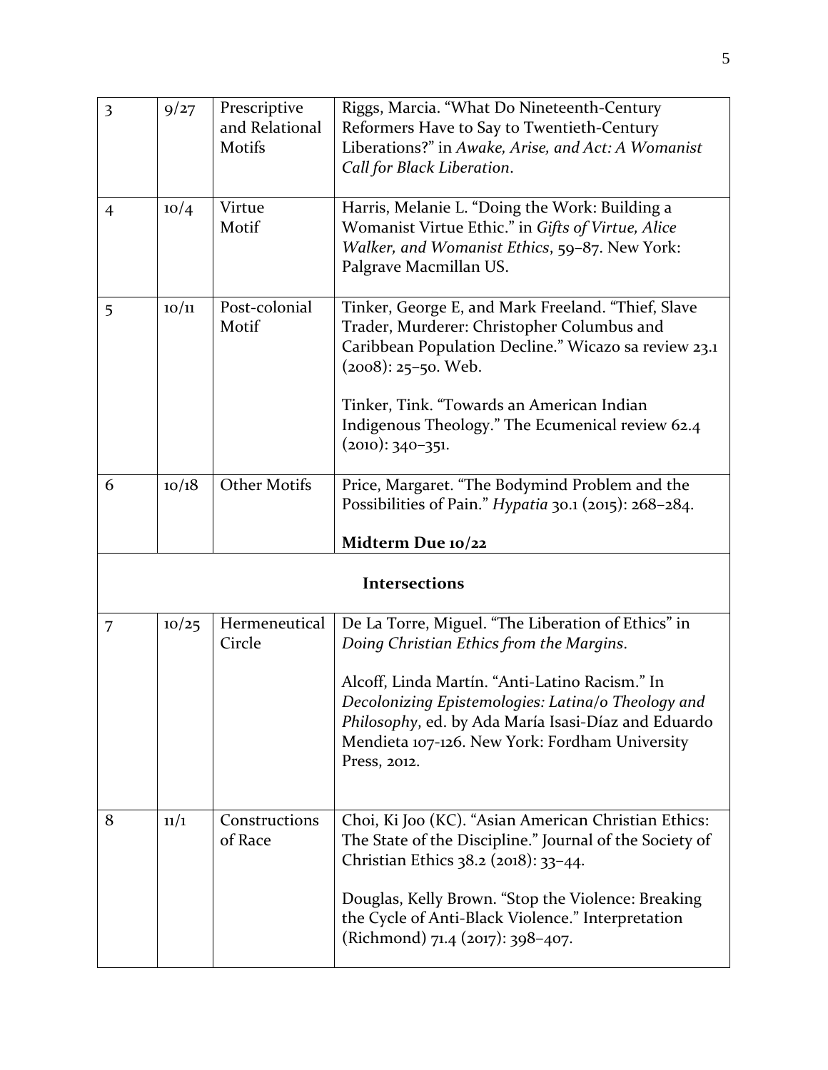| 3 | 9/27 | Prescriptive and Relational Motifs | Riggs, Marcia. "What Do Nineteenth-Century Reformers Have to Say to Twentieth-Century Liberations?" in *Awake, Arise, and Act: A Womanist Call for Black Liberation*. |
|---|---|---|---|
| 4 | 10/4 | Virtue Motif | Harris, Melanie L. "Doing the Work: Building a Womanist Virtue Ethic." in *Gifts of Virtue, Alice Walker, and Womanist Ethics*, 59–87. New York: Palgrave Macmillan US. |
| 5 | 10/11 | Post-colonial Motif | Tinker, George E, and Mark Freeland. "Thief, Slave Trader, Murderer: Christopher Columbus and Caribbean Population Decline." Wicazo sa review 23.1 (2008): 25–50. Web.<br><br>Tinker, Tink. "Towards an American Indian Indigenous Theology." The Ecumenical review 62.4 (2010): 340–351. |
| 6 | 10/18 | Other Motifs | Price, Margaret. "The Bodymind Problem and the Possibilities of Pain." *Hypatia* 30.1 (2015): 268–284.<br><br>**Midterm Due 10/22** |
| | | | **Intersections** |
| 7 | 10/25 | Hermeneutical Circle | De La Torre, Miguel. "The Liberation of Ethics" in *Doing Christian Ethics from the Margins*.<br><br>Alcoff, Linda Martín. "Anti-Latino Racism." In *Decolonizing Epistemologies: Latina/o Theology and Philosophy*, ed. by Ada María Isasi-Díaz and Eduardo Mendieta 107-126. New York: Fordham University Press, 2012. |
| 8 | 11/1 | Constructions of Race | Choi, Ki Joo (KC). "Asian American Christian Ethics: The State of the Discipline." Journal of the Society of Christian Ethics 38.2 (2018): 33–44.<br><br>Douglas, Kelly Brown. "Stop the Violence: Breaking the Cycle of Anti-Black Violence." Interpretation (Richmond) 71.4 (2017): 398–407. |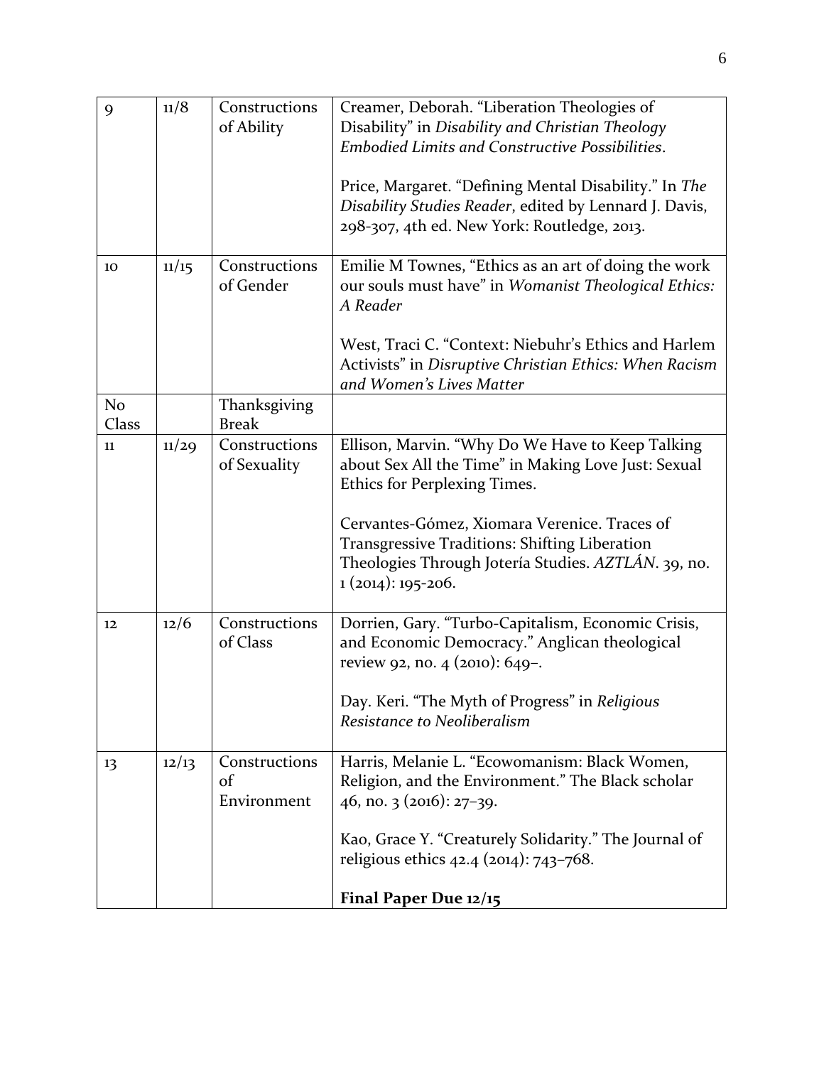| | | | |
|---|---|---|---|
| 9 | 11/8 | Constructions of Ability | Creamer, Deborah. "Liberation Theologies of Disability" in *Disability and Christian Theology Embodied Limits and Constructive Possibilities*.<br><br>Price, Margaret. "Defining Mental Disability." In *The Disability Studies Reader*, edited by Lennard J. Davis, 298-307, 4th ed. New York: Routledge, 2013. |
| 10 | 11/15 | Constructions of Gender | Emilie M Townes, "Ethics as an art of doing the work our souls must have" in *Womanist Theological Ethics: A Reader*<br><br>West, Traci C. "Context: Niebuhr's Ethics and Harlem Activists" in *Disruptive Christian Ethics: When Racism and Women's Lives Matter* |
| No Class | | Thanksgiving Break | |
| 11 | 11/29 | Constructions of Sexuality | Ellison, Marvin. "Why Do We Have to Keep Talking about Sex All the Time" in Making Love Just: Sexual Ethics for Perplexing Times.<br><br>Cervantes-Gómez, Xiomara Verenice. Traces of Transgressive Traditions: Shifting Liberation Theologies Through Jotería Studies. *AZTLÁN*. 39, no. 1 (2014): 195-206. |
| 12 | 12/6 | Constructions of Class | Dorrien, Gary. "Turbo-Capitalism, Economic Crisis, and Economic Democracy." Anglican theological review 92, no. 4 (2010): 649–.<br><br>Day. Keri. "The Myth of Progress" in *Religious Resistance to Neoliberalism* |
| 13 | 12/13 | Constructions of Environment | Harris, Melanie L. "Ecowomanism: Black Women, Religion, and the Environment." The Black scholar 46, no. 3 (2016): 27–39.<br><br>Kao, Grace Y. "Creaturely Solidarity." The Journal of religious ethics 42.4 (2014): 743–768.<br><br>**Final Paper Due 12/15** |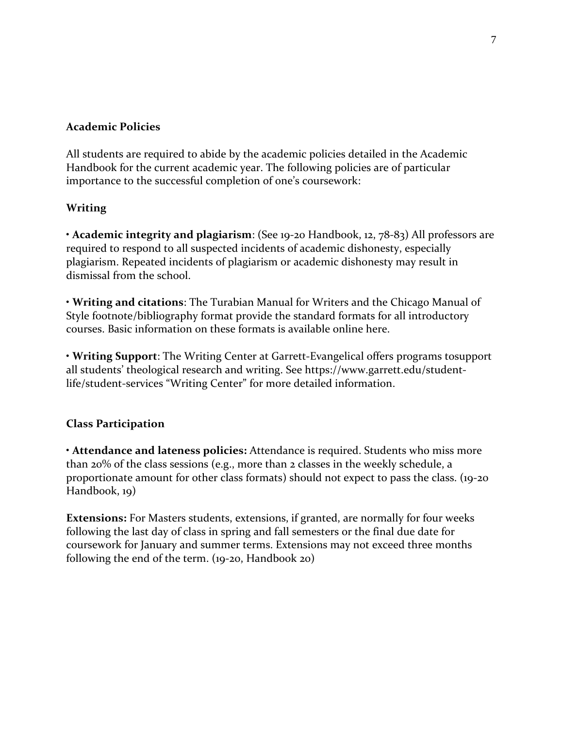## Academic Policies

All students are required to abide by the academic policies detailed in the Academic Handbook for the current academic year. The following policies are of particular importance to the successful completion of one's coursework:

### Writing

• **Academic integrity and plagiarism**: (See 19-20 Handbook, 12, 78-83) All professors are required to respond to all suspected incidents of academic dishonesty, especially plagiarism. Repeated incidents of plagiarism or academic dishonesty may result in dismissal from the school.

• **Writing and citations**: The Turabian Manual for Writers and the Chicago Manual of Style footnote/bibliography format provide the standard formats for all introductory courses. Basic information on these formats is available online here.

• **Writing Support**: The Writing Center at Garrett-Evangelical offers programs tosupport all students' theological research and writing. See https://www.garrett.edu/student-life/student-services "Writing Center" for more detailed information.

### Class Participation

• **Attendance and lateness policies:** Attendance is required. Students who miss more than 20% of the class sessions (e.g., more than 2 classes in the weekly schedule, a proportionate amount for other class formats) should not expect to pass the class. (19-20 Handbook, 19)

**Extensions:** For Masters students, extensions, if granted, are normally for four weeks following the last day of class in spring and fall semesters or the final due date for coursework for January and summer terms. Extensions may not exceed three months following the end of the term. (19-20, Handbook 20)